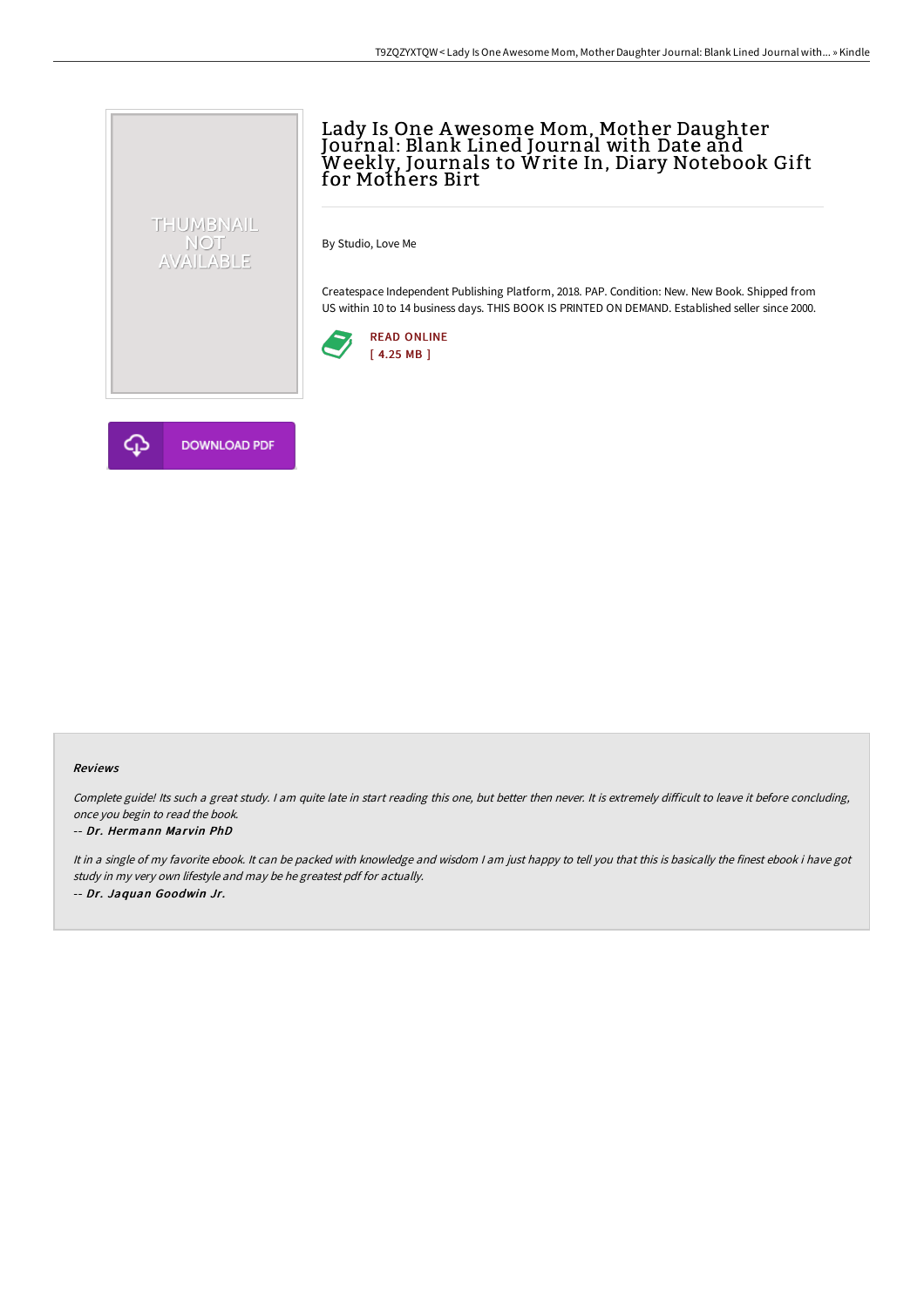# Lady Is One Awesome Mom, Mother Daughter Journal: Blank Lined Journal with Date and Weekly, Journals to Write In, Diary Notebook Gift for Mothers Birt

By Studio, Love Me

Createspace Independent Publishing Platform, 2018. PAP. Condition: New. New Book. Shipped from US within 10 to 14 business days. THIS BOOK IS PRINTED ON DEMAND. Established seller since 2000.

READ ONLINE
[ 4.25 MB ]

DOWNLOAD PDF

### Reviews

*Complete guide! Its such a great study. I am quite late in start reading this one, but better then never. It is extremely difficult to leave it before concluding, once you begin to read the book.*

-- *Dr. Hermann Marvin PhD*

*It in a single of my favorite ebook. It can be packed with knowledge and wisdom I am just happy to tell you that this is basically the finest ebook i have got study in my very own lifestyle and may be he greatest pdf for actually.*

-- *Dr. Jaquan Goodwin Jr.*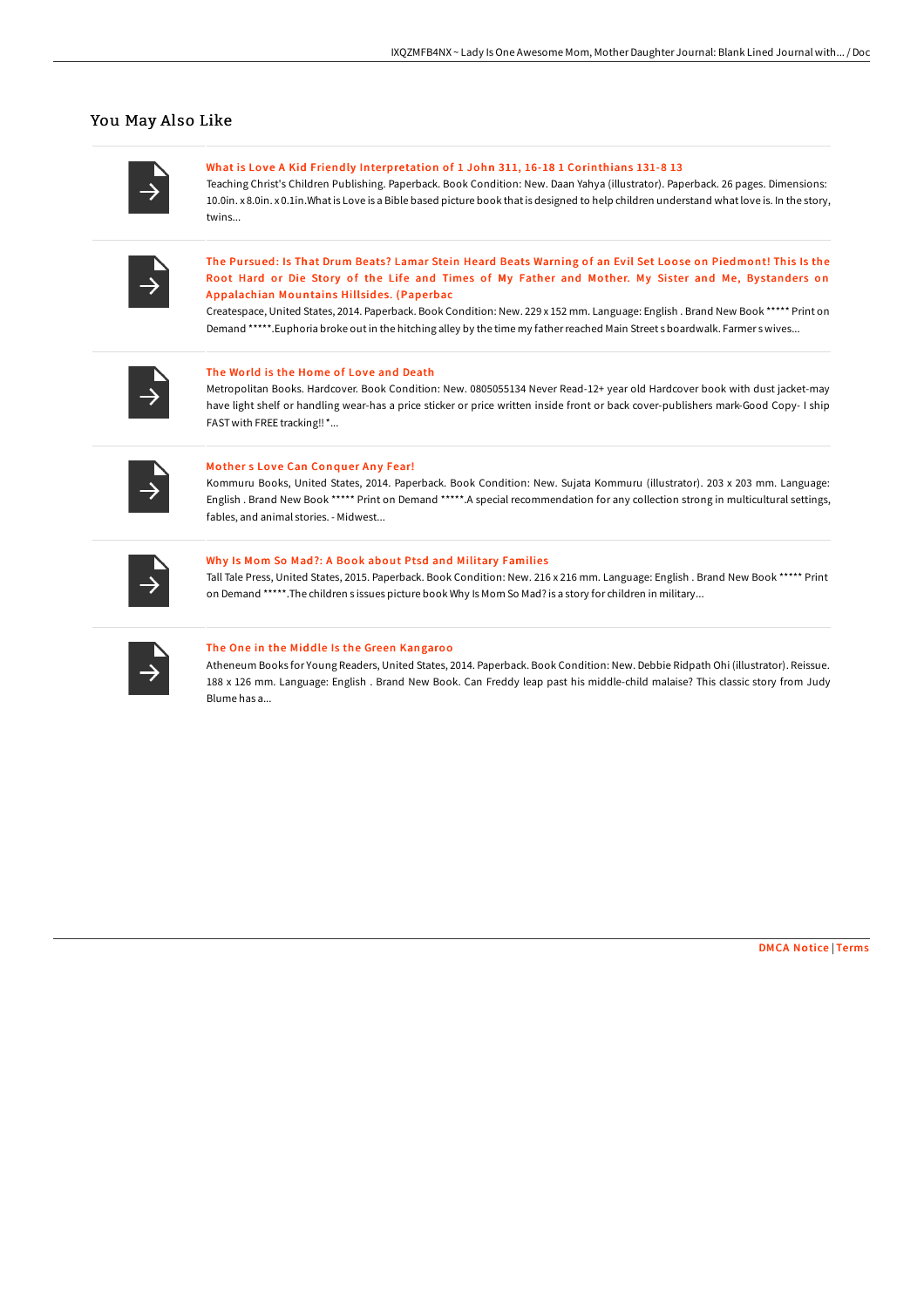## You May Also Like

### What is Love A Kid Friendly Interpretation of 1 John 311, 16-18 1 Corinthians 131-8 13

Teaching Christ's Children Publishing. Paperback. Book Condition: New. Daan Yahya (illustrator). Paperback. 26 pages. Dimensions: 10.0in. x 8.0in. x 0.1in.What is Love is a Bible based picture book that is designed to help children understand what love is. In the story, twins...

### The Pursued: Is That Drum Beats? Lamar Stein Heard Beats Warning of an Evil Set Loose on Piedmont! This Is the Root Hard or Die Story of the Life and Times of My Father and Mother. My Sister and Me, Bystanders on Appalachian Mountains Hillsides. (Paperbac

Createspace, United States, 2014. Paperback. Book Condition: New. 229 x 152 mm. Language: English . Brand New Book ***** Print on Demand *****.Euphoria broke out in the hitching alley by the time my father reached Main Street s boardwalk. Farmer s wives...

### The World is the Home of Love and Death

Metropolitan Books. Hardcover. Book Condition: New. 0805055134 Never Read-12+ year old Hardcover book with dust jacket-may have light shelf or handling wear-has a price sticker or price written inside front or back cover-publishers mark-Good Copy- I ship FAST with FREE tracking!! *...

### Mother s Love Can Conquer Any Fear!

Kommuru Books, United States, 2014. Paperback. Book Condition: New. Sujata Kommuru (illustrator). 203 x 203 mm. Language: English . Brand New Book ***** Print on Demand *****.A special recommendation for any collection strong in multicultural settings, fables, and animal stories. - Midwest...

### Why Is Mom So Mad?: A Book about Ptsd and Military Families

Tall Tale Press, United States, 2015. Paperback. Book Condition: New. 216 x 216 mm. Language: English . Brand New Book ***** Print on Demand *****.The children s issues picture book Why Is Mom So Mad? is a story for children in military...

### The One in the Middle Is the Green Kangaroo

Atheneum Books for Young Readers, United States, 2014. Paperback. Book Condition: New. Debbie Ridpath Ohi (illustrator). Reissue. 188 x 126 mm. Language: English . Brand New Book. Can Freddy leap past his middle-child malaise? This classic story from Judy Blume has a...

DMCA Notice | Terms